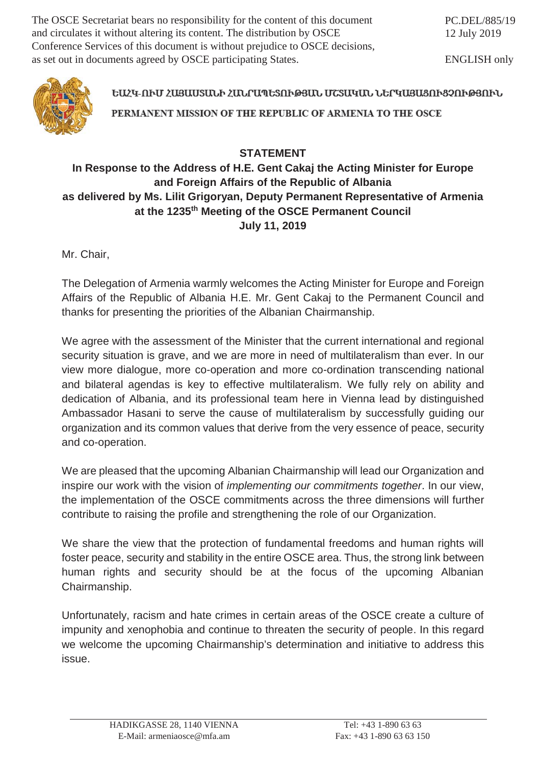The OSCE Secretariat bears no responsibility for the content of this document and circulates it without altering its content. The distribution by OSCE Conference Services of this document is without prejudice to OSCE decisions, as set out in documents agreed by OSCE participating States.

PC.DEL/885/19
12 July 2019

ENGLISH only

ԵԱՀԿ-ՈՒՄ ՀԱՅԱՍՏԱՆԻ ՀԱՆՐԱՊԵՏՈՒԹՅԱՆ ՄՇՏԱԿԱՆ ՆԵՐԿԱՅԱՑՈՒՑՉՈՒԹՅՈՒՆ

PERMANENT MISSION OF THE REPUBLIC OF ARMENIA TO THE OSCE

## STATEMENT

**In Response to the Address of H.E. Gent Cakaj the Acting Minister for Europe and Foreign Affairs of the Republic of Albania as delivered by Ms. Lilit Grigoryan, Deputy Permanent Representative of Armenia at the 1235th Meeting of the OSCE Permanent Council July 11, 2019**

Mr. Chair,

The Delegation of Armenia warmly welcomes the Acting Minister for Europe and Foreign Affairs of the Republic of Albania H.E. Mr. Gent Cakaj to the Permanent Council and thanks for presenting the priorities of the Albanian Chairmanship.

We agree with the assessment of the Minister that the current international and regional security situation is grave, and we are more in need of multilateralism than ever. In our view more dialogue, more co-operation and more co-ordination transcending national and bilateral agendas is key to effective multilateralism. We fully rely on ability and dedication of Albania, and its professional team here in Vienna lead by distinguished Ambassador Hasani to serve the cause of multilateralism by successfully guiding our organization and its common values that derive from the very essence of peace, security and co-operation.

We are pleased that the upcoming Albanian Chairmanship will lead our Organization and inspire our work with the vision of *implementing our commitments together*. In our view, the implementation of the OSCE commitments across the three dimensions will further contribute to raising the profile and strengthening the role of our Organization.

We share the view that the protection of fundamental freedoms and human rights will foster peace, security and stability in the entire OSCE area. Thus, the strong link between human rights and security should be at the focus of the upcoming Albanian Chairmanship.

Unfortunately, racism and hate crimes in certain areas of the OSCE create a culture of impunity and xenophobia and continue to threaten the security of people. In this regard we welcome the upcoming Chairmanship's determination and initiative to address this issue.

HADIKGASSE 28, 1140 VIENNA
E-Mail: armeniaosce@mfa.am

Tel: +43 1-890 63 63
Fax: +43 1-890 63 63 150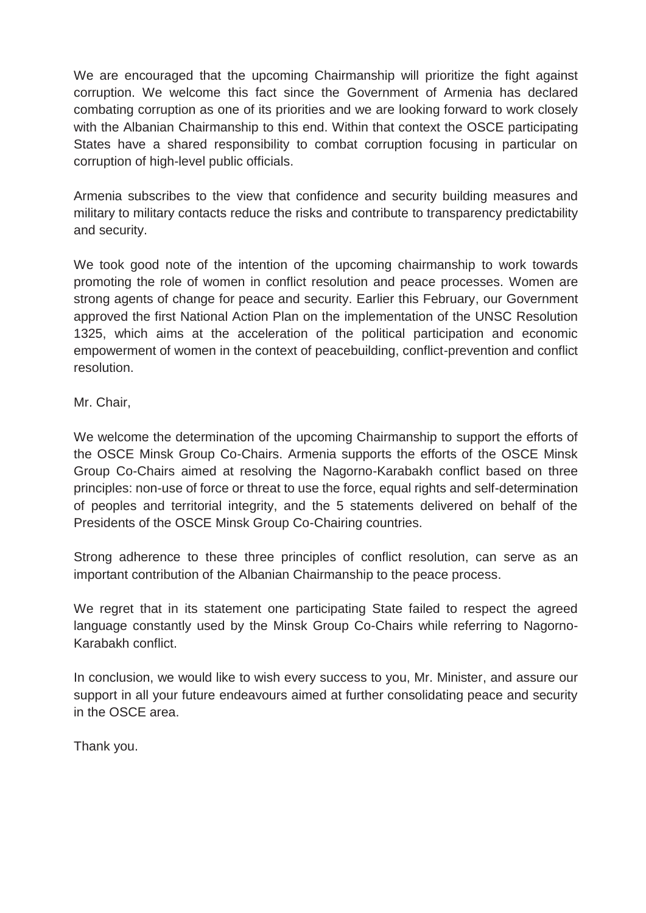We are encouraged that the upcoming Chairmanship will prioritize the fight against corruption. We welcome this fact since the Government of Armenia has declared combating corruption as one of its priorities and we are looking forward to work closely with the Albanian Chairmanship to this end. Within that context the OSCE participating States have a shared responsibility to combat corruption focusing in particular on corruption of high-level public officials.

Armenia subscribes to the view that confidence and security building measures and military to military contacts reduce the risks and contribute to transparency predictability and security.

We took good note of the intention of the upcoming chairmanship to work towards promoting the role of women in conflict resolution and peace processes. Women are strong agents of change for peace and security. Earlier this February, our Government approved the first National Action Plan on the implementation of the UNSC Resolution 1325, which aims at the acceleration of the political participation and economic empowerment of women in the context of peacebuilding, conflict-prevention and conflict resolution.

Mr. Chair,

We welcome the determination of the upcoming Chairmanship to support the efforts of the OSCE Minsk Group Co-Chairs. Armenia supports the efforts of the OSCE Minsk Group Co-Chairs aimed at resolving the Nagorno-Karabakh conflict based on three principles: non-use of force or threat to use the force, equal rights and self-determination of peoples and territorial integrity, and the 5 statements delivered on behalf of the Presidents of the OSCE Minsk Group Co-Chairing countries.

Strong adherence to these three principles of conflict resolution, can serve as an important contribution of the Albanian Chairmanship to the peace process.

We regret that in its statement one participating State failed to respect the agreed language constantly used by the Minsk Group Co-Chairs while referring to Nagorno-Karabakh conflict.

In conclusion, we would like to wish every success to you, Mr. Minister, and assure our support in all your future endeavours aimed at further consolidating peace and security in the OSCE area.

Thank you.